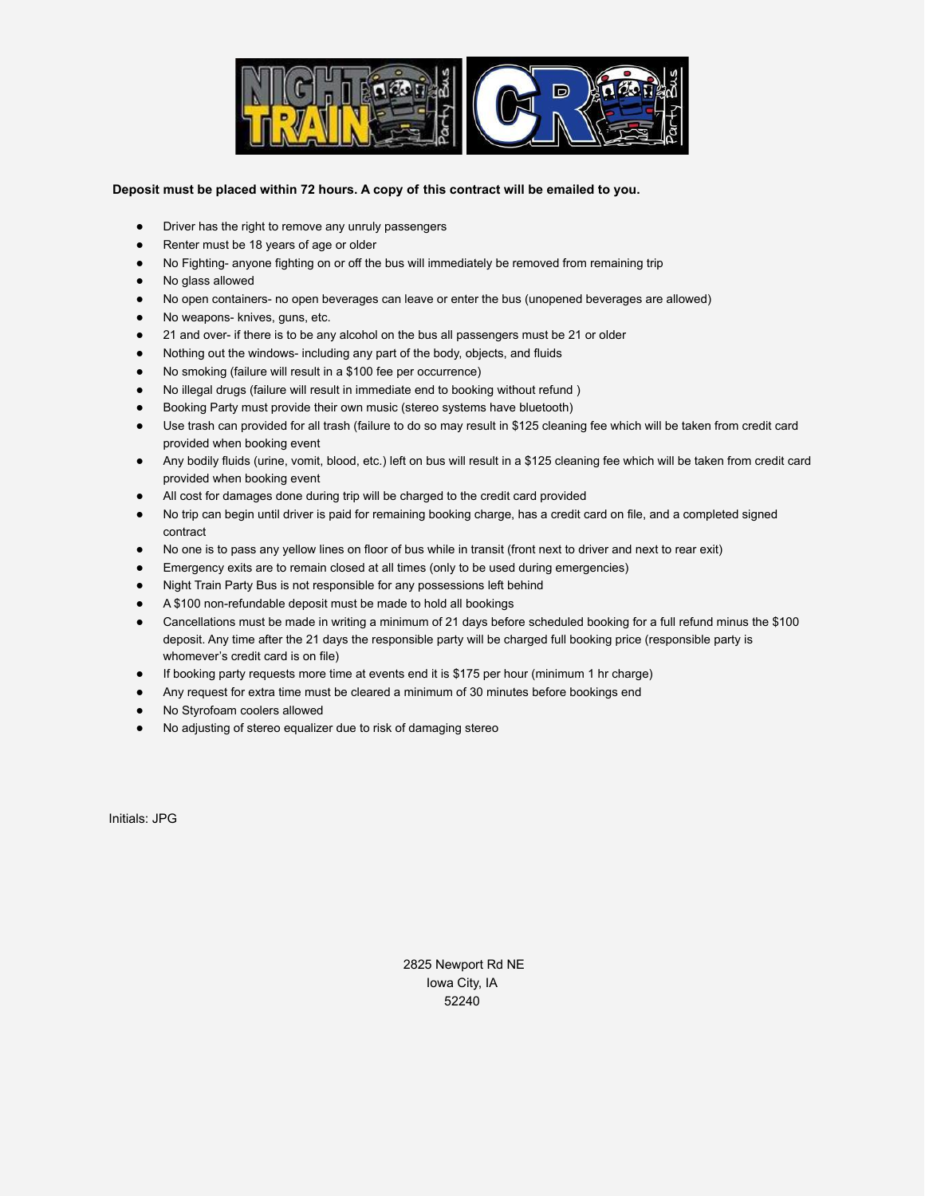**Deposit must be placed within 72 hours. A copy of this contract will be emailed to you.**

- Driver has the right to remove any unruly passengers
- Renter must be 18 years of age or older
- No Fighting- anyone fighting on or off the bus will immediately be removed from remaining trip
- No glass allowed
- No open containers- no open beverages can leave or enter the bus (unopened beverages are allowed)
- No weapons- knives, guns, etc.
- 21 and over- if there is to be any alcohol on the bus all passengers must be 21 or older
- Nothing out the windows- including any part of the body, objects, and fluids
- No smoking (failure will result in a $100 fee per occurrence)
- No illegal drugs (failure will result in immediate end to booking without refund )
- Booking Party must provide their own music (stereo systems have bluetooth)
- Use trash can provided for all trash (failure to do so may result in $125 cleaning fee which will be taken from credit card provided when booking event
- Any bodily fluids (urine, vomit, blood, etc.) left on bus will result in a $125 cleaning fee which will be taken from credit card provided when booking event
- All cost for damages done during trip will be charged to the credit card provided
- No trip can begin until driver is paid for remaining booking charge, has a credit card on file, and a completed signed contract
- No one is to pass any yellow lines on floor of bus while in transit (front next to driver and next to rear exit)
- Emergency exits are to remain closed at all times (only to be used during emergencies)
- Night Train Party Bus is not responsible for any possessions left behind
- A $100 non-refundable deposit must be made to hold all bookings
- Cancellations must be made in writing a minimum of 21 days before scheduled booking for a full refund minus the $100 deposit. Any time after the 21 days the responsible party will be charged full booking price (responsible party is whomever's credit card is on file)
- If booking party requests more time at events end it is $175 per hour (minimum 1 hr charge)
- Any request for extra time must be cleared a minimum of 30 minutes before bookings end
- No Styrofoam coolers allowed
- No adjusting of stereo equalizer due to risk of damaging stereo

Initials: JPG

2825 Newport Rd NE
Iowa City, IA
52240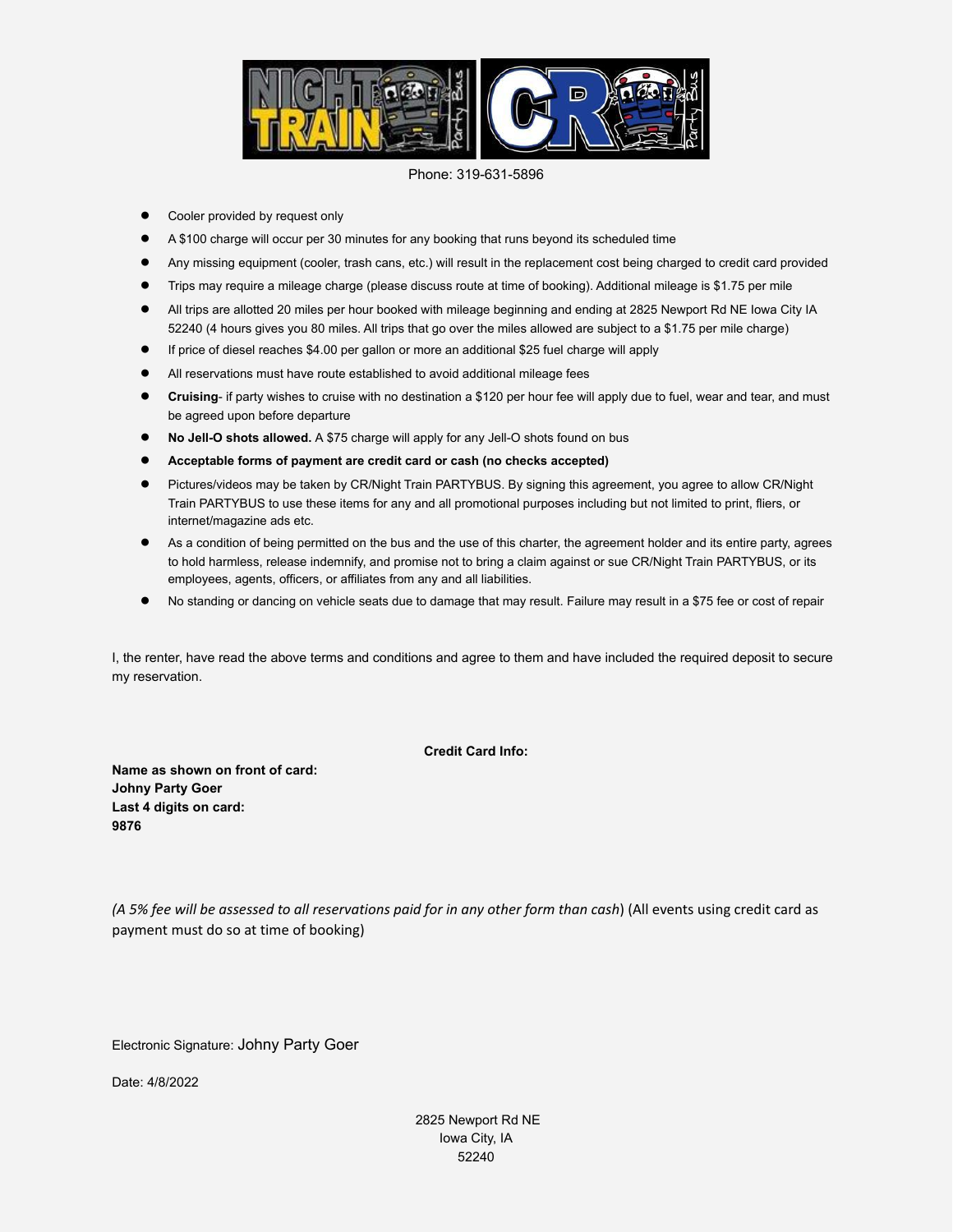Phone: 319-631-5896

- Cooler provided by request only
- A $100 charge will occur per 30 minutes for any booking that runs beyond its scheduled time
- Any missing equipment (cooler, trash cans, etc.) will result in the replacement cost being charged to credit card provided
- Trips may require a mileage charge (please discuss route at time of booking). Additional mileage is $1.75 per mile
- All trips are allotted 20 miles per hour booked with mileage beginning and ending at 2825 Newport Rd NE Iowa City IA 52240 (4 hours gives you 80 miles. All trips that go over the miles allowed are subject to a $1.75 per mile charge)
- If price of diesel reaches $4.00 per gallon or more an additional $25 fuel charge will apply
- All reservations must have route established to avoid additional mileage fees
- **Cruising**- if party wishes to cruise with no destination a $120 per hour fee will apply due to fuel, wear and tear, and must be agreed upon before departure
- **No Jell-O shots allowed.** A $75 charge will apply for any Jell-O shots found on bus
- **Acceptable forms of payment are credit card or cash (no checks accepted)**
- Pictures/videos may be taken by CR/Night Train PARTYBUS. By signing this agreement, you agree to allow CR/Night Train PARTYBUS to use these items for any and all promotional purposes including but not limited to print, fliers, or internet/magazine ads etc.
- As a condition of being permitted on the bus and the use of this charter, the agreement holder and its entire party, agrees to hold harmless, release indemnify, and promise not to bring a claim against or sue CR/Night Train PARTYBUS, or its employees, agents, officers, or affiliates from any and all liabilities.
- No standing or dancing on vehicle seats due to damage that may result. Failure may result in a $75 fee or cost of repair

I, the renter, have read the above terms and conditions and agree to them and have included the required deposit to secure my reservation.

**Credit Card Info:**

**Name as shown on front of card:**
**Johny Party Goer**
**Last 4 digits on card:**
**9876**

*(A 5% fee will be assessed to all reservations paid for in any other form than cash*) (All events using credit card as payment must do so at time of booking)

Electronic Signature: Johny Party Goer

Date: 4/8/2022

2825 Newport Rd NE
Iowa City, IA
52240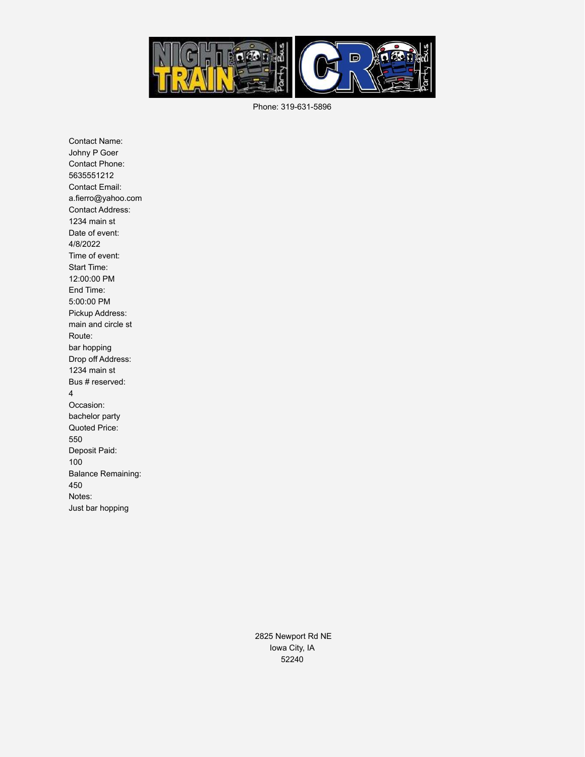Phone: 319-631-5896

Contact Name:
Johny P Goer
Contact Phone:
5635551212
Contact Email:
a.fierro@yahoo.com
Contact Address:
1234 main st
Date of event:
4/8/2022
Time of event:
Start Time:
12:00:00 PM
End Time:
5:00:00 PM
Pickup Address:
main and circle st
Route:
bar hopping
Drop off Address:
1234 main st
Bus # reserved:
4
Occasion:
bachelor party
Quoted Price:
550
Deposit Paid:
100
Balance Remaining:
450
Notes:
Just bar hopping

2825 Newport Rd NE
Iowa City, IA
52240